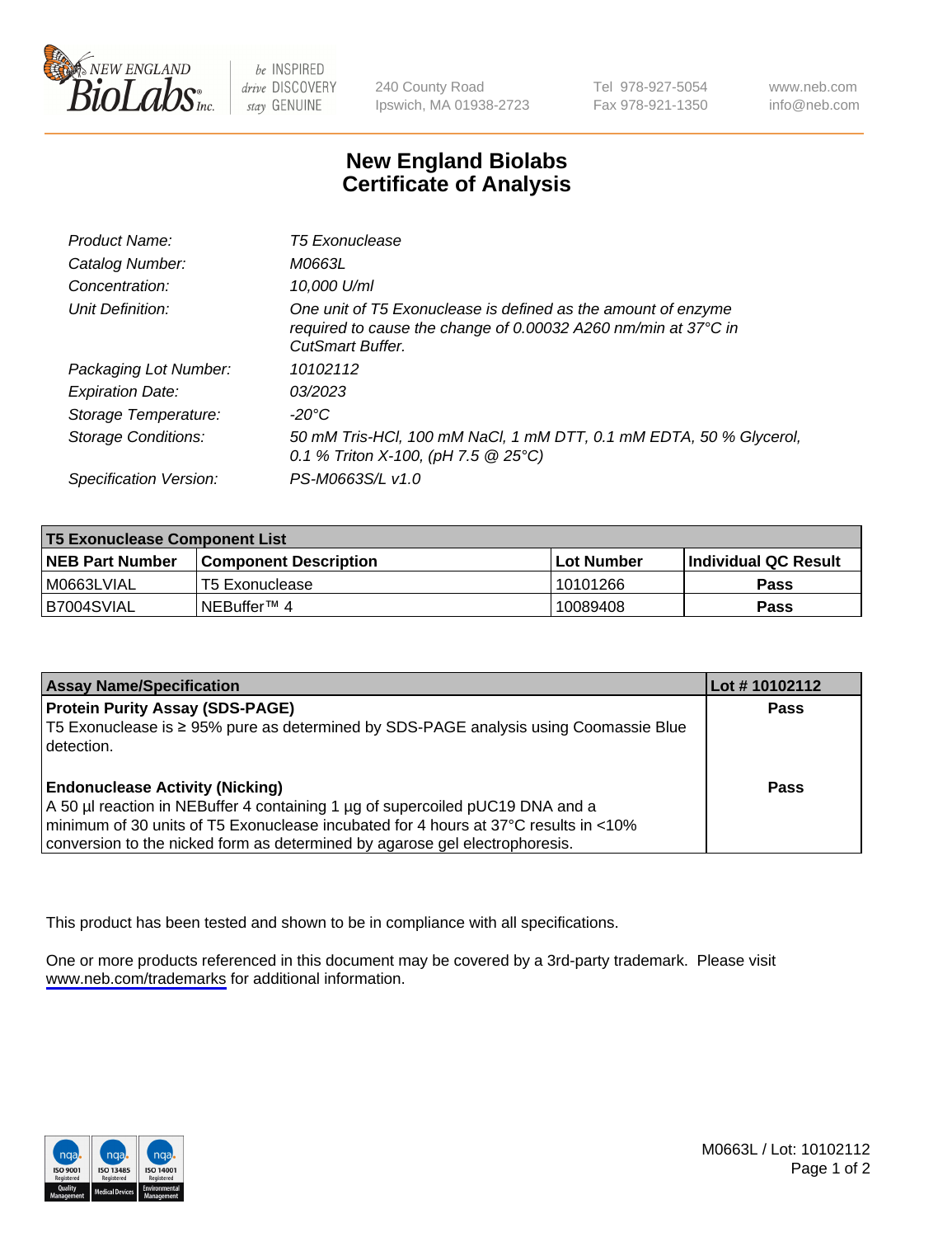240 County Road
Ipswich, MA 01938-2723

Tel 978-927-5054
Fax 978-921-1350

www.neb.com
info@neb.com

# New England Biolabs
# Certificate of Analysis

| | |
|---|---|
| *Product Name:* | *T5 Exonuclease* |
| *Catalog Number:* | *M0663L* |
| *Concentration:* | *10,000 U/ml* |
| *Unit Definition:* | *One unit of T5 Exonuclease is defined as the amount of enzyme required to cause the change of 0.00032 A260 nm/min at 37°C in CutSmart Buffer.* |
| *Packaging Lot Number:* | *10102112* |
| *Expiration Date:* | *03/2023* |
| *Storage Temperature:* | *-20°C* |
| *Storage Conditions:* | *50 mM Tris-HCl, 100 mM NaCl, 1 mM DTT, 0.1 mM EDTA, 50 % Glycerol, 0.1 % Triton X-100, (pH 7.5 @ 25°C)* |
| *Specification Version:* | *PS-M0663S/L v1.0* |

| T5 Exonuclease Component List | | | |
|---|---|---|---|
| **NEB Part Number** | **Component Description** | **Lot Number** | **Individual QC Result** |
| M0663LVIAL | T5 Exonuclease | 10101266 | **Pass** |
| B7004SVIAL | NEBuffer™ 4 | 10089408 | **Pass** |

| Assay Name/Specification | Lot # 10102112 |
|---|---|
| **Protein Purity Assay (SDS-PAGE)** T5 Exonuclease is ≥ 95% pure as determined by SDS-PAGE analysis using Coomassie Blue detection. | **Pass** |
| **Endonuclease Activity (Nicking)** A 50 µl reaction in NEBuffer 4 containing 1 µg of supercoiled pUC19 DNA and a minimum of 30 units of T5 Exonuclease incubated for 4 hours at 37°C results in <10% conversion to the nicked form as determined by agarose gel electrophoresis. | **Pass** |

This product has been tested and shown to be in compliance with all specifications.

One or more products referenced in this document may be covered by a 3rd-party trademark. Please visit www.neb.com/trademarks for additional information.

M0663L / Lot: 10102112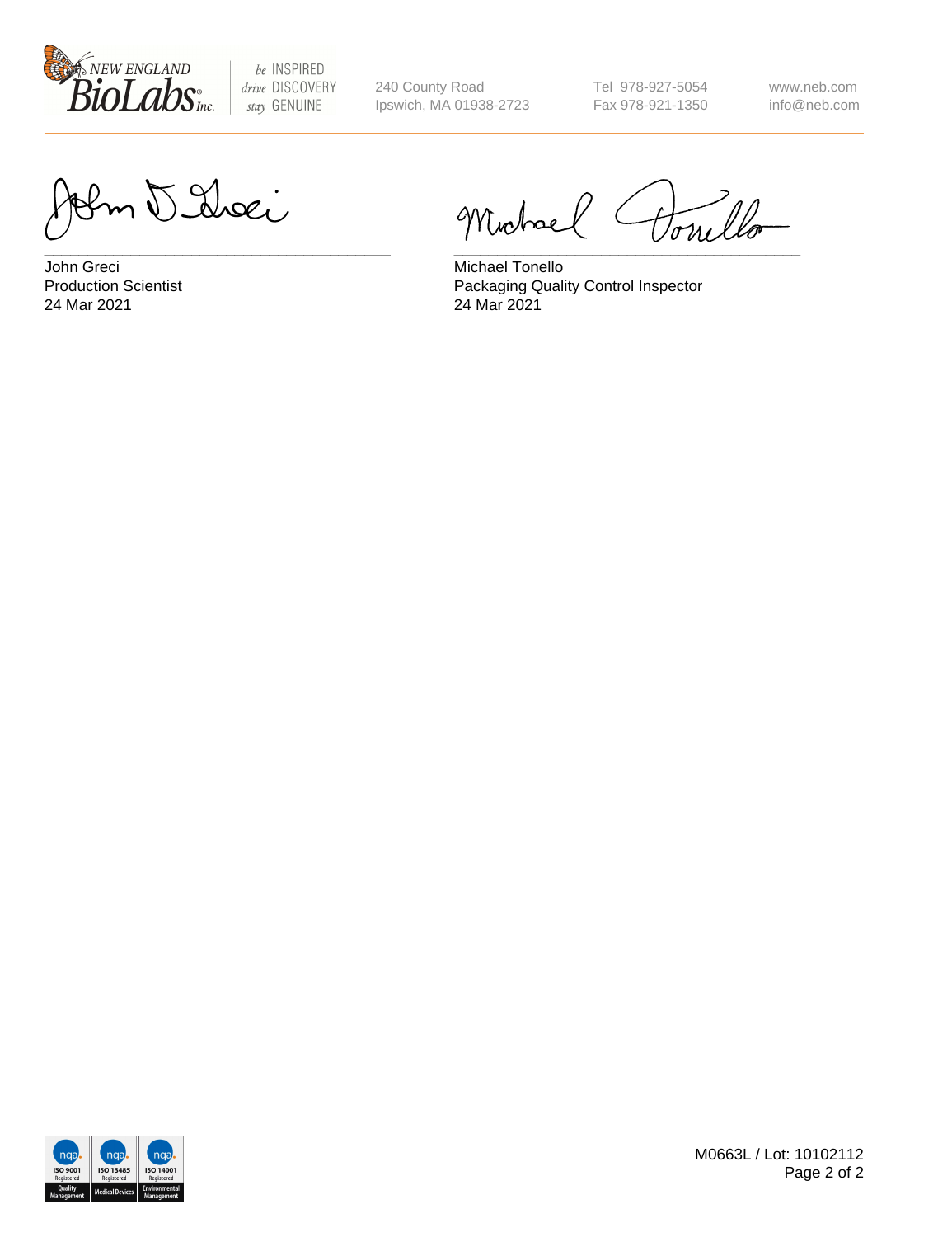John Greci
Production Scientist
24 Mar 2021

Michael Tonello
Packaging Quality Control Inspector
24 Mar 2021

M0663L / Lot: 10102112